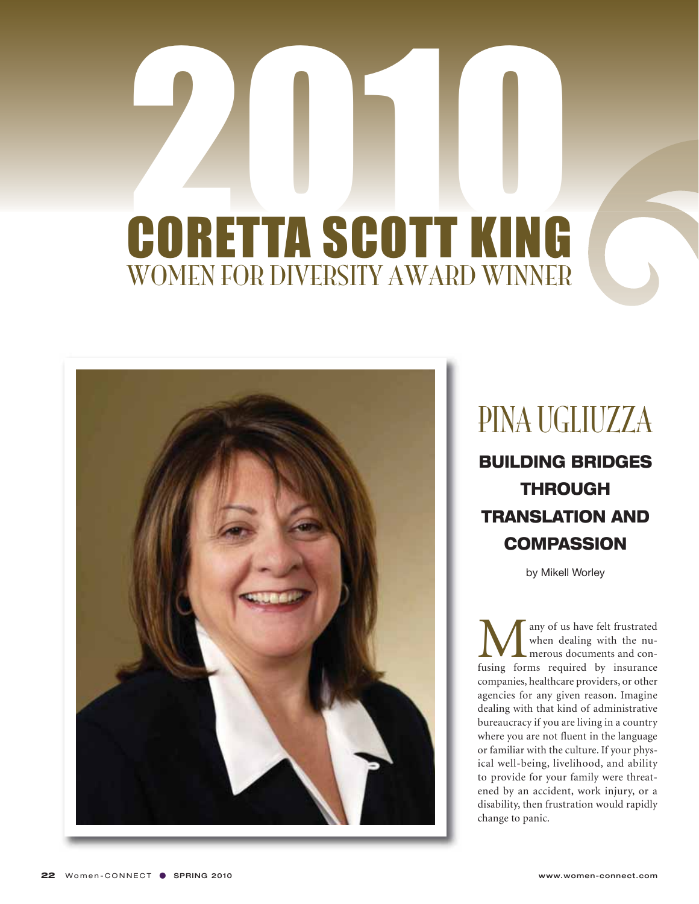# 2010 CORETTA SCOTT KING WOMEN FOR DIVERSITY AWARD WINNER

## PINA UGLIUZZA

### BUILDING BRIDGES THROUGH TRANSLATION AND COMPASSION

by Mikell Worley

Many of us have felt frustrated when dealing with the numerous documents and confusing forms required by insurance companies, healthcare providers, or other agencies for any given reason. Imagine dealing with that kind of administrative bureaucracy if you are living in a country where you are not fluent in the language or familiar with the culture. If your physical well-being, livelihood, and ability to provide for your family were threatened by an accident, work injury, or a disability, then frustration would rapidly change to panic.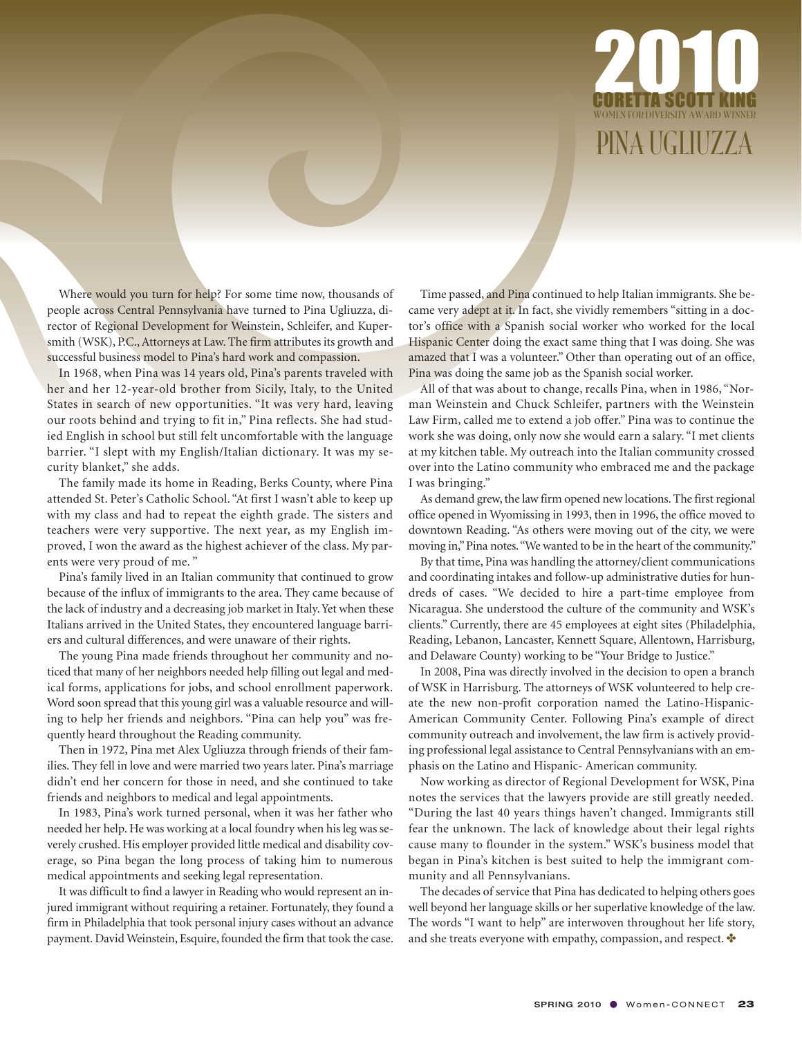# 2010 CORETTA SCOTT KING

WOMEN FOR DIVERSITY AWARD WINNER

## PINA UGLIUZZA

Where would you turn for help? For some time now, thousands of people across Central Pennsylvania have turned to Pina Ugliuzza, director of Regional Development for Weinstein, Schleifer, and Kupersmith (WSK), P.C., Attorneys at Law. The firm attributes its growth and successful business model to Pina's hard work and compassion.

In 1968, when Pina was 14 years old, Pina's parents traveled with her and her 12-year-old brother from Sicily, Italy, to the United States in search of new opportunities. "It was very hard, leaving our roots behind and trying to fit in," Pina reflects. She had studied English in school but still felt uncomfortable with the language barrier. "I slept with my English/Italian dictionary. It was my security blanket," she adds.

The family made its home in Reading, Berks County, where Pina attended St. Peter's Catholic School. "At first I wasn't able to keep up with my class and had to repeat the eighth grade. The sisters and teachers were very supportive. The next year, as my English improved, I won the award as the highest achiever of the class. My parents were very proud of me. "

Pina's family lived in an Italian community that continued to grow because of the influx of immigrants to the area. They came because of the lack of industry and a decreasing job market in Italy. Yet when these Italians arrived in the United States, they encountered language barriers and cultural differences, and were unaware of their rights.

The young Pina made friends throughout her community and noticed that many of her neighbors needed help filling out legal and medical forms, applications for jobs, and school enrollment paperwork. Word soon spread that this young girl was a valuable resource and willing to help her friends and neighbors. "Pina can help you" was frequently heard throughout the Reading community.

Then in 1972, Pina met Alex Ugliuzza through friends of their families. They fell in love and were married two years later. Pina's marriage didn't end her concern for those in need, and she continued to take friends and neighbors to medical and legal appointments.

In 1983, Pina's work turned personal, when it was her father who needed her help. He was working at a local foundry when his leg was severely crushed. His employer provided little medical and disability coverage, so Pina began the long process of taking him to numerous medical appointments and seeking legal representation.

It was difficult to find a lawyer in Reading who would represent an injured immigrant without requiring a retainer. Fortunately, they found a firm in Philadelphia that took personal injury cases without an advance payment. David Weinstein, Esquire, founded the firm that took the case.

Time passed, and Pina continued to help Italian immigrants. She became very adept at it. In fact, she vividly remembers "sitting in a doctor's office with a Spanish social worker who worked for the local Hispanic Center doing the exact same thing that I was doing. She was amazed that I was a volunteer." Other than operating out of an office, Pina was doing the same job as the Spanish social worker.

All of that was about to change, recalls Pina, when in 1986, "Norman Weinstein and Chuck Schleifer, partners with the Weinstein Law Firm, called me to extend a job offer." Pina was to continue the work she was doing, only now she would earn a salary. "I met clients at my kitchen table. My outreach into the Italian community crossed over into the Latino community who embraced me and the package I was bringing."

As demand grew, the law firm opened new locations. The first regional office opened in Wyomissing in 1993, then in 1996, the office moved to downtown Reading. "As others were moving out of the city, we were moving in," Pina notes. "We wanted to be in the heart of the community."

By that time, Pina was handling the attorney/client communications and coordinating intakes and follow-up administrative duties for hundreds of cases. "We decided to hire a part-time employee from Nicaragua. She understood the culture of the community and WSK's clients." Currently, there are 45 employees at eight sites (Philadelphia, Reading, Lebanon, Lancaster, Kennett Square, Allentown, Harrisburg, and Delaware County) working to be "Your Bridge to Justice."

In 2008, Pina was directly involved in the decision to open a branch of WSK in Harrisburg. The attorneys of WSK volunteered to help create the new non-profit corporation named the Latino-Hispanic-American Community Center. Following Pina's example of direct community outreach and involvement, the law firm is actively providing professional legal assistance to Central Pennsylvanians with an emphasis on the Latino and Hispanic- American community.

Now working as director of Regional Development for WSK, Pina notes the services that the lawyers provide are still greatly needed. "During the last 40 years things haven't changed. Immigrants still fear the unknown. The lack of knowledge about their legal rights cause many to flounder in the system." WSK's business model that began in Pina's kitchen is best suited to help the immigrant community and all Pennsylvanians.

The decades of service that Pina has dedicated to helping others goes well beyond her language skills or her superlative knowledge of the law. The words "I want to help" are interwoven throughout her life story, and she treats everyone with empathy, compassion, and respect. ✤